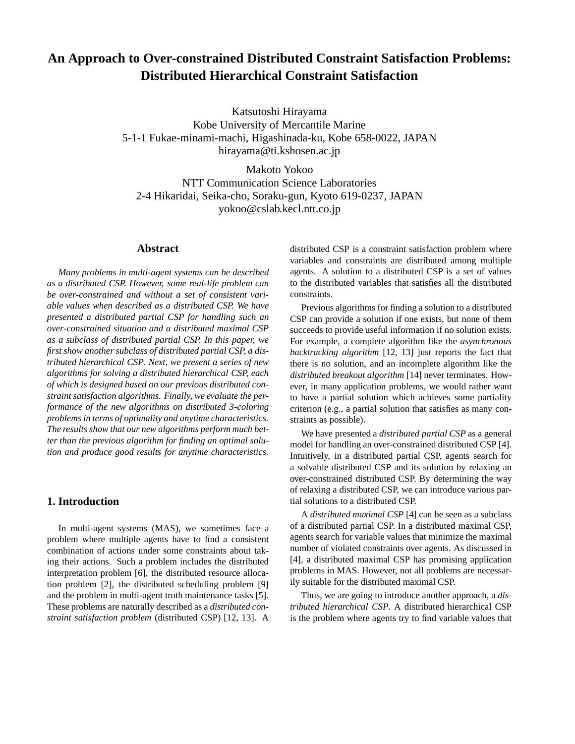# An Approach to Over-constrained Distributed Constraint Satisfaction Problems: Distributed Hierarchical Constraint Satisfaction

Katsutoshi Hirayama
Kobe University of Mercantile Marine
5-1-1 Fukae-minami-machi, Higashinada-ku, Kobe 658-0022, JAPAN
hirayama@ti.kshosen.ac.jp

Makoto Yokoo
NTT Communication Science Laboratories
2-4 Hikaridai, Seika-cho, Soraku-gun, Kyoto 619-0237, JAPAN
yokoo@cslab.kecl.ntt.co.jp

## Abstract

*Many problems in multi-agent systems can be described as a distributed CSP. However, some real-life problem can be over-constrained and without a set of consistent variable values when described as a distributed CSP. We have presented a distributed partial CSP for handling such an over-constrained situation and a distributed maximal CSP as a subclass of distributed partial CSP. In this paper, we first show another subclass of distributed partial CSP, a distributed hierarchical CSP. Next, we present a series of new algorithms for solving a distributed hierarchical CSP, each of which is designed based on our previous distributed constraint satisfaction algorithms. Finally, we evaluate the performance of the new algorithms on distributed 3-coloring problems in terms of optimality and anytime characteristics. The results show that our new algorithms perform much better than the previous algorithm for finding an optimal solution and produce good results for anytime characteristics.*

## 1. Introduction

In multi-agent systems (MAS), we sometimes face a problem where multiple agents have to find a consistent combination of actions under some constraints about taking their actions. Such a problem includes the distributed interpretation problem [6], the distributed resource allocation problem [2], the distributed scheduling problem [9] and the problem in multi-agent truth maintenance tasks [5]. These problems are naturally described as a *distributed constraint satisfaction problem* (distributed CSP) [12, 13]. A distributed CSP is a constraint satisfaction problem where variables and constraints are distributed among multiple agents. A solution to a distributed CSP is a set of values to the distributed variables that satisfies all the distributed constraints.

Previous algorithms for finding a solution to a distributed CSP can provide a solution if one exists, but none of them succeeds to provide useful information if no solution exists. For example, a complete algorithm like the *asynchronous backtracking algorithm* [12, 13] just reports the fact that there is no solution, and an incomplete algorithm like the *distributed breakout algorithm* [14] never terminates. However, in many application problems, we would rather want to have a partial solution which achieves some partiality criterion (e.g., a partial solution that satisfies as many constraints as possible).

We have presented a *distributed partial CSP* as a general model for handling an over-constrained distributed CSP [4]. Intuitively, in a distributed partial CSP, agents search for a solvable distributed CSP and its solution by relaxing an over-constrained distributed CSP. By determining the way of relaxing a distributed CSP, we can introduce various partial solutions to a distributed CSP.

A *distributed maximal CSP* [4] can be seen as a subclass of a distributed partial CSP. In a distributed maximal CSP, agents search for variable values that minimize the maximal number of violated constraints over agents. As discussed in [4], a distributed maximal CSP has promising application problems in MAS. However, not all problems are necessarily suitable for the distributed maximal CSP.

Thus, we are going to introduce another approach, a *distributed hierarchical CSP*. A distributed hierarchical CSP is the problem where agents try to find variable values that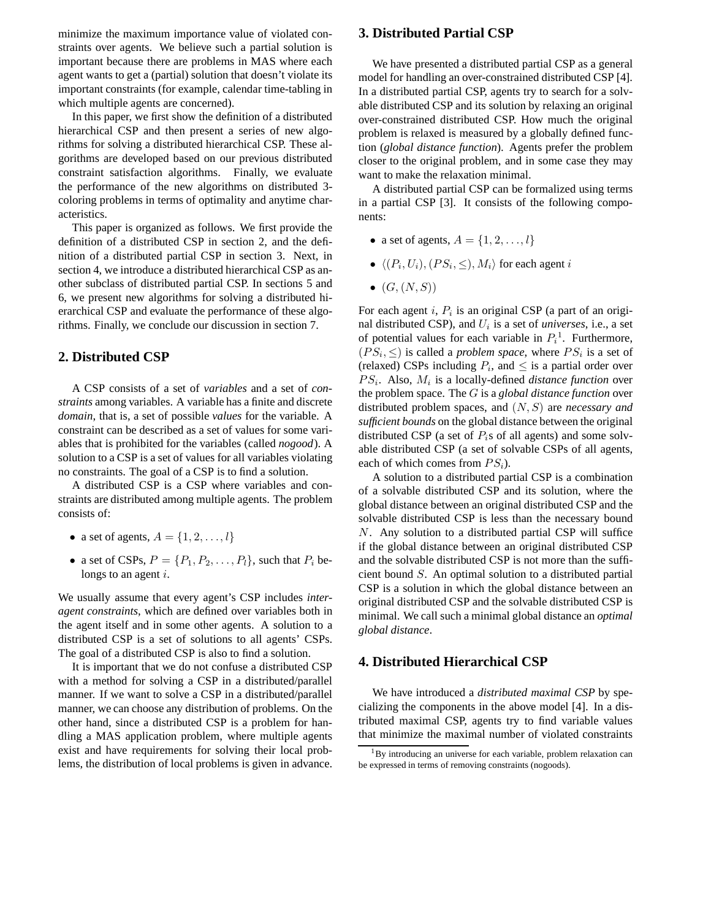minimize the maximum importance value of violated constraints over agents. We believe such a partial solution is important because there are problems in MAS where each agent wants to get a (partial) solution that doesn't violate its important constraints (for example, calendar time-tabling in which multiple agents are concerned).

In this paper, we first show the definition of a distributed hierarchical CSP and then present a series of new algorithms for solving a distributed hierarchical CSP. These algorithms are developed based on our previous distributed constraint satisfaction algorithms. Finally, we evaluate the performance of the new algorithms on distributed 3-coloring problems in terms of optimality and anytime characteristics.

This paper is organized as follows. We first provide the definition of a distributed CSP in section 2, and the definition of a distributed partial CSP in section 3. Next, in section 4, we introduce a distributed hierarchical CSP as another subclass of distributed partial CSP. In sections 5 and 6, we present new algorithms for solving a distributed hierarchical CSP and evaluate the performance of these algorithms. Finally, we conclude our discussion in section 7.

## 2. Distributed CSP

A CSP consists of a set of *variables* and a set of *constraints* among variables. A variable has a finite and discrete *domain*, that is, a set of possible *values* for the variable. A constraint can be described as a set of values for some variables that is prohibited for the variables (called *nogood*). A solution to a CSP is a set of values for all variables violating no constraints. The goal of a CSP is to find a solution.

A distributed CSP is a CSP where variables and constraints are distributed among multiple agents. The problem consists of:

- a set of agents, $A = \{1, 2, \ldots, l\}$
- a set of CSPs, $P = \{P_1, P_2, \ldots, P_l\}$, such that $P_i$ belongs to an agent $i$.

We usually assume that every agent's CSP includes *inter-agent constraints*, which are defined over variables both in the agent itself and in some other agents. A solution to a distributed CSP is a set of solutions to all agents' CSPs. The goal of a distributed CSP is also to find a solution.

It is important that we do not confuse a distributed CSP with a method for solving a CSP in a distributed/parallel manner. If we want to solve a CSP in a distributed/parallel manner, we can choose any distribution of problems. On the other hand, since a distributed CSP is a problem for handling a MAS application problem, where multiple agents exist and have requirements for solving their local problems, the distribution of local problems is given in advance.

## 3. Distributed Partial CSP

We have presented a distributed partial CSP as a general model for handling an over-constrained distributed CSP [4]. In a distributed partial CSP, agents try to search for a solvable distributed CSP and its solution by relaxing an original over-constrained distributed CSP. How much the original problem is relaxed is measured by a globally defined function (*global distance function*). Agents prefer the problem closer to the original problem, and in some case they may want to make the relaxation minimal.

A distributed partial CSP can be formalized using terms in a partial CSP [3]. It consists of the following components:

- a set of agents, $A = \{1, 2, \ldots, l\}$
- $\langle (P_i, U_i), (PS_i, \leq), M_i \rangle$ for each agent $i$
- $(G, (N, S))$

For each agent $i$, $P_i$ is an original CSP (a part of an original distributed CSP), and $U_i$ is a set of *universes*, i.e., a set of potential values for each variable in $P_i$[1]. Furthermore, $(PS_i, \leq)$ is called a *problem space*, where $PS_i$ is a set of (relaxed) CSPs including $P_i$, and $\leq$ is a partial order over $PS_i$. Also, $M_i$ is a locally-defined *distance function* over the problem space. The $G$ is a *global distance function* over distributed problem spaces, and $(N, S)$ are *necessary and sufficient bounds* on the global distance between the original distributed CSP (a set of $P_i$s of all agents) and some solvable distributed CSP (a set of solvable CSPs of all agents, each of which comes from $PS_i$).

A solution to a distributed partial CSP is a combination of a solvable distributed CSP and its solution, where the global distance between an original distributed CSP and the solvable distributed CSP is less than the necessary bound $N$. Any solution to a distributed partial CSP will suffice if the global distance between an original distributed CSP and the solvable distributed CSP is not more than the sufficient bound $S$. An optimal solution to a distributed partial CSP is a solution in which the global distance between an original distributed CSP and the solvable distributed CSP is minimal. We call such a minimal global distance an *optimal global distance*.

## 4. Distributed Hierarchical CSP

We have introduced a *distributed maximal CSP* by specializing the components in the above model [4]. In a distributed maximal CSP, agents try to find variable values that minimize the maximal number of violated constraints

[1] By introducing an universe for each variable, problem relaxation can be expressed in terms of removing constraints (nogoods).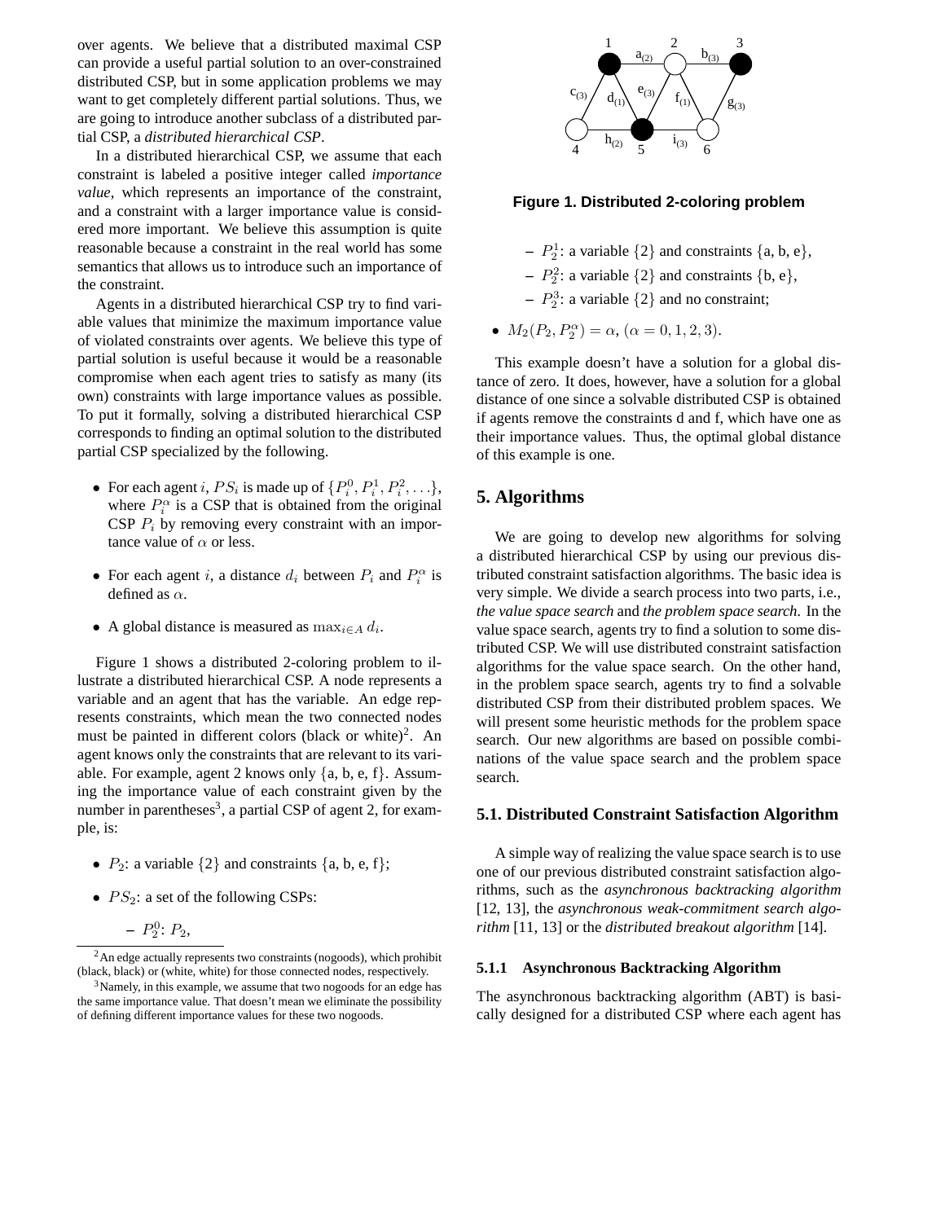over agents. We believe that a distributed maximal CSP can provide a useful partial solution to an over-constrained distributed CSP, but in some application problems we may want to get completely different partial solutions. Thus, we are going to introduce another subclass of a distributed partial CSP, a *distributed hierarchical CSP*.

In a distributed hierarchical CSP, we assume that each constraint is labeled a positive integer called *importance value*, which represents an importance of the constraint, and a constraint with a larger importance value is considered more important. We believe this assumption is quite reasonable because a constraint in the real world has some semantics that allows us to introduce such an importance of the constraint.

Agents in a distributed hierarchical CSP try to find variable values that minimize the maximum importance value of violated constraints over agents. We believe this type of partial solution is useful because it would be a reasonable compromise when each agent tries to satisfy as many (its own) constraints with large importance values as possible. To put it formally, solving a distributed hierarchical CSP corresponds to finding an optimal solution to the distributed partial CSP specialized by the following.

- For each agent $i$, $PS_i$ is made up of $\{P_i^0, P_i^1, P_i^2, \ldots\}$, where $P_i^\alpha$ is a CSP that is obtained from the original CSP $P_i$ by removing every constraint with an importance value of $\alpha$ or less.
- For each agent $i$, a distance $d_i$ between $P_i$ and $P_i^\alpha$ is defined as $\alpha$.
- A global distance is measured as $\max_{i \in A} d_i$.

Figure 1 shows a distributed 2-coloring problem to illustrate a distributed hierarchical CSP. A node represents a variable and an agent that has the variable. An edge represents constraints, which mean the two connected nodes must be painted in different colors (black or white)[2]. An agent knows only the constraints that are relevant to its variable. For example, agent 2 knows only {a, b, e, f}. Assuming the importance value of each constraint given by the number in parentheses[3], a partial CSP of agent 2, for example, is:

- $P_2$: a variable $\{2\}$ and constraints {a, b, e, f};
- $PS_2$: a set of the following CSPs:
  - $P_2^0$: $P_2$,
  - $P_2^1$: a variable $\{2\}$ and constraints {a, b, e},
  - $P_2^2$: a variable $\{2\}$ and constraints {b, e},
  - $P_2^3$: a variable $\{2\}$ and no constraint;
- $M_2(P_2, P_2^\alpha) = \alpha$, $(\alpha = 0, 1, 2, 3)$.

**Figure 1. Distributed 2-coloring problem**

This example doesn't have a solution for a global distance of zero. It does, however, have a solution for a global distance of one since a solvable distributed CSP is obtained if agents remove the constraints d and f, which have one as their importance values. Thus, the optimal global distance of this example is one.

## 5. Algorithms

We are going to develop new algorithms for solving a distributed hierarchical CSP by using our previous distributed constraint satisfaction algorithms. The basic idea is very simple. We divide a search process into two parts, i.e., *the value space search* and *the problem space search*. In the value space search, agents try to find a solution to some distributed CSP. We will use distributed constraint satisfaction algorithms for the value space search. On the other hand, in the problem space search, agents try to find a solvable distributed CSP from their distributed problem spaces. We will present some heuristic methods for the problem space search. Our new algorithms are based on possible combinations of the value space search and the problem space search.

### 5.1. Distributed Constraint Satisfaction Algorithm

A simple way of realizing the value space search is to use one of our previous distributed constraint satisfaction algorithms, such as the *asynchronous backtracking algorithm* [12, 13], the *asynchronous weak-commitment search algorithm* [11, 13] or the *distributed breakout algorithm* [14].

#### 5.1.1 Asynchronous Backtracking Algorithm

The asynchronous backtracking algorithm (ABT) is basically designed for a distributed CSP where each agent has

[2] An edge actually represents two constraints (nogoods), which prohibit (black, black) or (white, white) for those connected nodes, respectively.

[3] Namely, in this example, we assume that two nogoods for an edge has the same importance value. That doesn't mean we eliminate the possibility of defining different importance values for these two nogoods.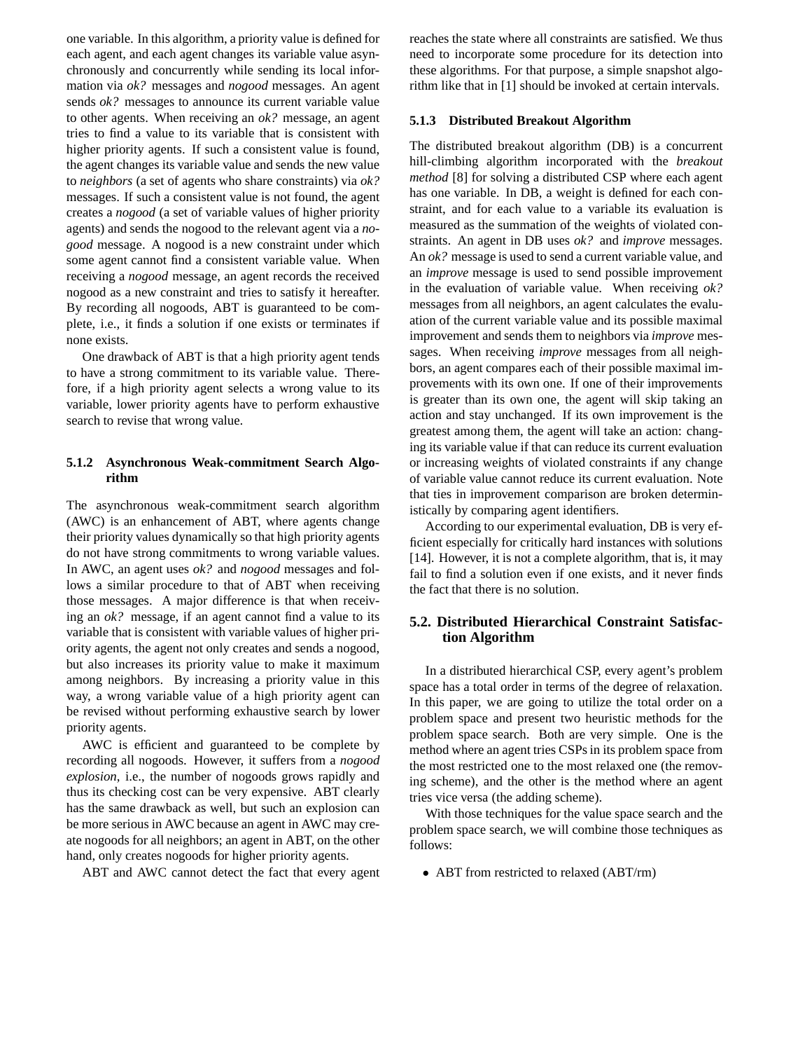one variable. In this algorithm, a priority value is defined for each agent, and each agent changes its variable value asynchronously and concurrently while sending its local information via *ok?* messages and *nogood* messages. An agent sends *ok?* messages to announce its current variable value to other agents. When receiving an *ok?* message, an agent tries to find a value to its variable that is consistent with higher priority agents. If such a consistent value is found, the agent changes its variable value and sends the new value to *neighbors* (a set of agents who share constraints) via *ok?* messages. If such a consistent value is not found, the agent creates a *nogood* (a set of variable values of higher priority agents) and sends the nogood to the relevant agent via a *nogood* message. A nogood is a new constraint under which some agent cannot find a consistent variable value. When receiving a *nogood* message, an agent records the received nogood as a new constraint and tries to satisfy it hereafter. By recording all nogoods, ABT is guaranteed to be complete, i.e., it finds a solution if one exists or terminates if none exists.

One drawback of ABT is that a high priority agent tends to have a strong commitment to its variable value. Therefore, if a high priority agent selects a wrong value to its variable, lower priority agents have to perform exhaustive search to revise that wrong value.

#### 5.1.2 Asynchronous Weak-commitment Search Algorithm

The asynchronous weak-commitment search algorithm (AWC) is an enhancement of ABT, where agents change their priority values dynamically so that high priority agents do not have strong commitments to wrong variable values. In AWC, an agent uses *ok?* and *nogood* messages and follows a similar procedure to that of ABT when receiving those messages. A major difference is that when receiving an *ok?* message, if an agent cannot find a value to its variable that is consistent with variable values of higher priority agents, the agent not only creates and sends a nogood, but also increases its priority value to make it maximum among neighbors. By increasing a priority value in this way, a wrong variable value of a high priority agent can be revised without performing exhaustive search by lower priority agents.

AWC is efficient and guaranteed to be complete by recording all nogoods. However, it suffers from a *nogood explosion*, i.e., the number of nogoods grows rapidly and thus its checking cost can be very expensive. ABT clearly has the same drawback as well, but such an explosion can be more serious in AWC because an agent in AWC may create nogoods for all neighbors; an agent in ABT, on the other hand, only creates nogoods for higher priority agents.

ABT and AWC cannot detect the fact that every agent reaches the state where all constraints are satisfied. We thus need to incorporate some procedure for its detection into these algorithms. For that purpose, a simple snapshot algorithm like that in [1] should be invoked at certain intervals.

#### 5.1.3 Distributed Breakout Algorithm

The distributed breakout algorithm (DB) is a concurrent hill-climbing algorithm incorporated with the *breakout method* [8] for solving a distributed CSP where each agent has one variable. In DB, a weight is defined for each constraint, and for each value to a variable its evaluation is measured as the summation of the weights of violated constraints. An agent in DB uses *ok?* and *improve* messages. An *ok?* message is used to send a current variable value, and an *improve* message is used to send possible improvement in the evaluation of variable value. When receiving *ok?* messages from all neighbors, an agent calculates the evaluation of the current variable value and its possible maximal improvement and sends them to neighbors via *improve* messages. When receiving *improve* messages from all neighbors, an agent compares each of their possible maximal improvements with its own one. If one of their improvements is greater than its own one, the agent will skip taking an action and stay unchanged. If its own improvement is the greatest among them, the agent will take an action: changing its variable value if that can reduce its current evaluation or increasing weights of violated constraints if any change of variable value cannot reduce its current evaluation. Note that ties in improvement comparison are broken deterministically by comparing agent identifiers.

According to our experimental evaluation, DB is very efficient especially for critically hard instances with solutions [14]. However, it is not a complete algorithm, that is, it may fail to find a solution even if one exists, and it never finds the fact that there is no solution.

### 5.2. Distributed Hierarchical Constraint Satisfaction Algorithm

In a distributed hierarchical CSP, every agent's problem space has a total order in terms of the degree of relaxation. In this paper, we are going to utilize the total order on a problem space and present two heuristic methods for the problem space search. Both are very simple. One is the method where an agent tries CSPs in its problem space from the most restricted one to the most relaxed one (the removing scheme), and the other is the method where an agent tries vice versa (the adding scheme).

With those techniques for the value space search and the problem space search, we will combine those techniques as follows:

- ABT from restricted to relaxed (ABT/rm)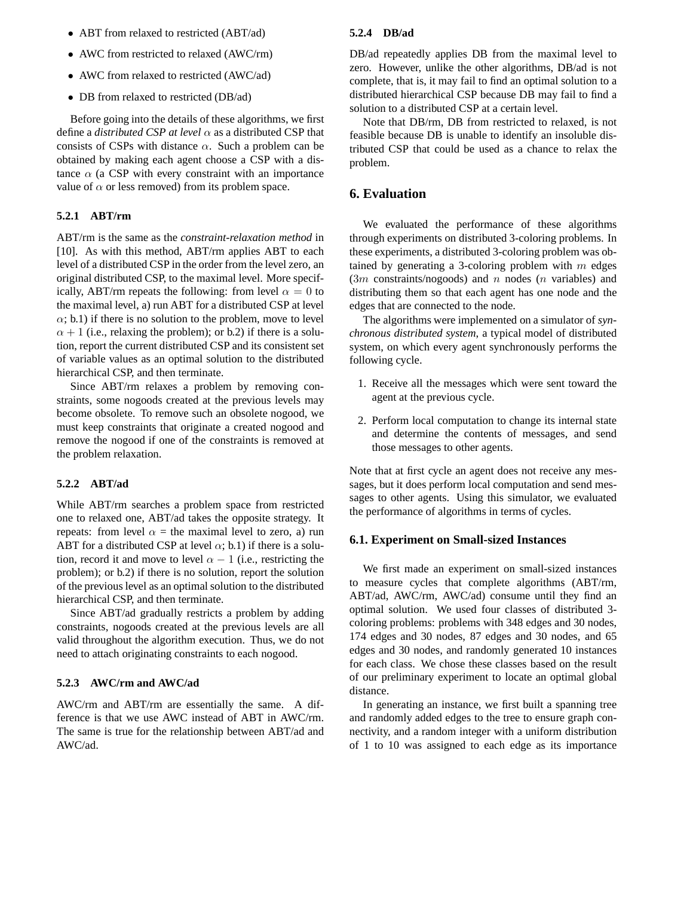- ABT from relaxed to restricted (ABT/ad)
- AWC from restricted to relaxed (AWC/rm)
- AWC from relaxed to restricted (AWC/ad)
- DB from relaxed to restricted (DB/ad)

Before going into the details of these algorithms, we first define a *distributed CSP at level* $\alpha$ as a distributed CSP that consists of CSPs with distance $\alpha$. Such a problem can be obtained by making each agent choose a CSP with a distance $\alpha$ (a CSP with every constraint with an importance value of $\alpha$ or less removed) from its problem space.

#### 5.2.1 ABT/rm

ABT/rm is the same as the *constraint-relaxation method* in [10]. As with this method, ABT/rm applies ABT to each level of a distributed CSP in the order from the level zero, an original distributed CSP, to the maximal level. More specifically, ABT/rm repeats the following: from level $\alpha = 0$ to the maximal level, a) run ABT for a distributed CSP at level $\alpha$; b.1) if there is no solution to the problem, move to level $\alpha + 1$ (i.e., relaxing the problem); or b.2) if there is a solution, report the current distributed CSP and its consistent set of variable values as an optimal solution to the distributed hierarchical CSP, and then terminate.

Since ABT/rm relaxes a problem by removing constraints, some nogoods created at the previous levels may become obsolete. To remove such an obsolete nogood, we must keep constraints that originate a created nogood and remove the nogood if one of the constraints is removed at the problem relaxation.

#### 5.2.2 ABT/ad

While ABT/rm searches a problem space from restricted one to relaxed one, ABT/ad takes the opposite strategy. It repeats: from level $\alpha$ = the maximal level to zero, a) run ABT for a distributed CSP at level $\alpha$; b.1) if there is a solution, record it and move to level $\alpha - 1$ (i.e., restricting the problem); or b.2) if there is no solution, report the solution of the previous level as an optimal solution to the distributed hierarchical CSP, and then terminate.

Since ABT/ad gradually restricts a problem by adding constraints, nogoods created at the previous levels are all valid throughout the algorithm execution. Thus, we do not need to attach originating constraints to each nogood.

#### 5.2.3 AWC/rm and AWC/ad

AWC/rm and ABT/rm are essentially the same. A difference is that we use AWC instead of ABT in AWC/rm. The same is true for the relationship between ABT/ad and AWC/ad.

#### 5.2.4 DB/ad

DB/ad repeatedly applies DB from the maximal level to zero. However, unlike the other algorithms, DB/ad is not complete, that is, it may fail to find an optimal solution to a distributed hierarchical CSP because DB may fail to find a solution to a distributed CSP at a certain level.

Note that DB/rm, DB from restricted to relaxed, is not feasible because DB is unable to identify an insoluble distributed CSP that could be used as a chance to relax the problem.

## 6. Evaluation

We evaluated the performance of these algorithms through experiments on distributed 3-coloring problems. In these experiments, a distributed 3-coloring problem was obtained by generating a 3-coloring problem with $m$ edges ($3m$ constraints/nogoods) and $n$ nodes ($n$ variables) and distributing them so that each agent has one node and the edges that are connected to the node.

The algorithms were implemented on a simulator of *synchronous distributed system*, a typical model of distributed system, on which every agent synchronously performs the following cycle.

1. Receive all the messages which were sent toward the agent at the previous cycle.
2. Perform local computation to change its internal state and determine the contents of messages, and send those messages to other agents.

Note that at first cycle an agent does not receive any messages, but it does perform local computation and send messages to other agents. Using this simulator, we evaluated the performance of algorithms in terms of cycles.

### 6.1. Experiment on Small-sized Instances

We first made an experiment on small-sized instances to measure cycles that complete algorithms (ABT/rm, ABT/ad, AWC/rm, AWC/ad) consume until they find an optimal solution. We used four classes of distributed 3-coloring problems: problems with 348 edges and 30 nodes, 174 edges and 30 nodes, 87 edges and 30 nodes, and 65 edges and 30 nodes, and randomly generated 10 instances for each class. We chose these classes based on the result of our preliminary experiment to locate an optimal global distance.

In generating an instance, we first built a spanning tree and randomly added edges to the tree to ensure graph connectivity, and a random integer with a uniform distribution of 1 to 10 was assigned to each edge as its importance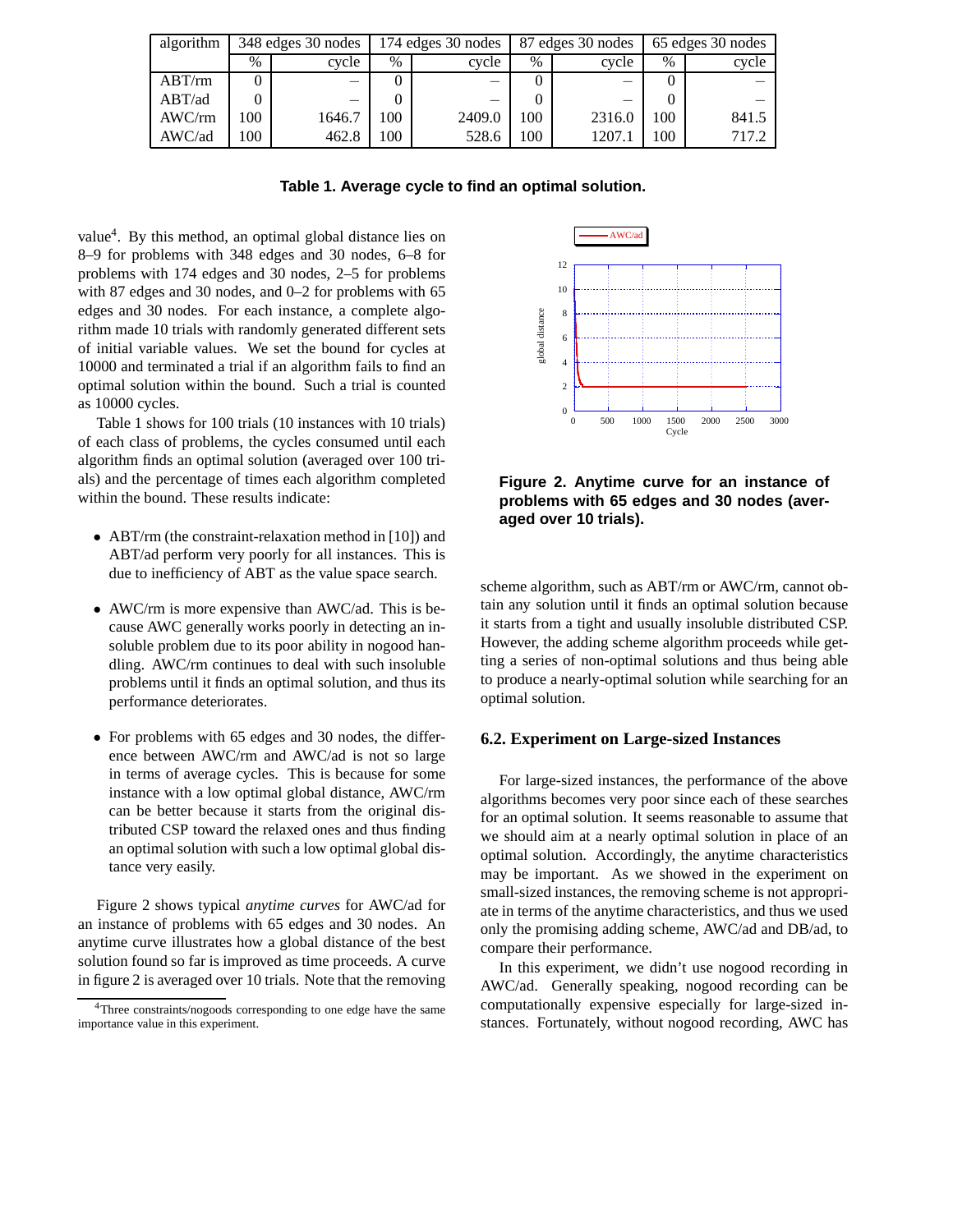| algorithm | 348 edges 30 nodes | | 174 edges 30 nodes | | 87 edges 30 nodes | | 65 edges 30 nodes | |
|---|---|---|---|---|---|---|---|---|
| | % | cycle | % | cycle | % | cycle | % | cycle |
| ABT/rm | 0 | – | 0 | – | 0 | – | 0 | – |
| ABT/ad | 0 | – | 0 | – | 0 | – | 0 | – |
| AWC/rm | 100 | 1646.7 | 100 | 2409.0 | 100 | 2316.0 | 100 | 841.5 |
| AWC/ad | 100 | 462.8 | 100 | 528.6 | 100 | 1207.1 | 100 | 717.2 |

**Table 1. Average cycle to find an optimal solution.**

value[4]. By this method, an optimal global distance lies on 8–9 for problems with 348 edges and 30 nodes, 6–8 for problems with 174 edges and 30 nodes, 2–5 for problems with 87 edges and 30 nodes, and 0–2 for problems with 65 edges and 30 nodes. For each instance, a complete algorithm made 10 trials with randomly generated different sets of initial variable values. We set the bound for cycles at 10000 and terminated a trial if an algorithm fails to find an optimal solution within the bound. Such a trial is counted as 10000 cycles.

Table 1 shows for 100 trials (10 instances with 10 trials) of each class of problems, the cycles consumed until each algorithm finds an optimal solution (averaged over 100 trials) and the percentage of times each algorithm completed within the bound. These results indicate:

- ABT/rm (the constraint-relaxation method in [10]) and ABT/ad perform very poorly for all instances. This is due to inefficiency of ABT as the value space search.
- AWC/rm is more expensive than AWC/ad. This is because AWC generally works poorly in detecting an insoluble problem due to its poor ability in nogood handling. AWC/rm continues to deal with such insoluble problems until it finds an optimal solution, and thus its performance deteriorates.
- For problems with 65 edges and 30 nodes, the difference between AWC/rm and AWC/ad is not so large in terms of average cycles. This is because for some instance with a low optimal global distance, AWC/rm can be better because it starts from the original distributed CSP toward the relaxed ones and thus finding an optimal solution with such a low optimal global distance very easily.

Figure 2 shows typical *anytime curves* for AWC/ad for an instance of problems with 65 edges and 30 nodes. An anytime curve illustrates how a global distance of the best solution found so far is improved as time proceeds. A curve in figure 2 is averaged over 10 trials. Note that the removing scheme algorithm, such as ABT/rm or AWC/rm, cannot obtain any solution until it finds an optimal solution because it starts from a tight and usually insoluble distributed CSP. However, the adding scheme algorithm proceeds while getting a series of non-optimal solutions and thus being able to produce a nearly-optimal solution while searching for an optimal solution.

**Figure 2. Anytime curve for an instance of problems with 65 edges and 30 nodes (averaged over 10 trials).**

### 6.2. Experiment on Large-sized Instances

For large-sized instances, the performance of the above algorithms becomes very poor since each of these searches for an optimal solution. It seems reasonable to assume that we should aim at a nearly optimal solution in place of an optimal solution. Accordingly, the anytime characteristics may be important. As we showed in the experiment on small-sized instances, the removing scheme is not appropriate in terms of the anytime characteristics, and thus we used only the promising adding scheme, AWC/ad and DB/ad, to compare their performance.

In this experiment, we didn't use nogood recording in AWC/ad. Generally speaking, nogood recording can be computationally expensive especially for large-sized instances. Fortunately, without nogood recording, AWC has

[4] Three constraints/nogoods corresponding to one edge have the same importance value in this experiment.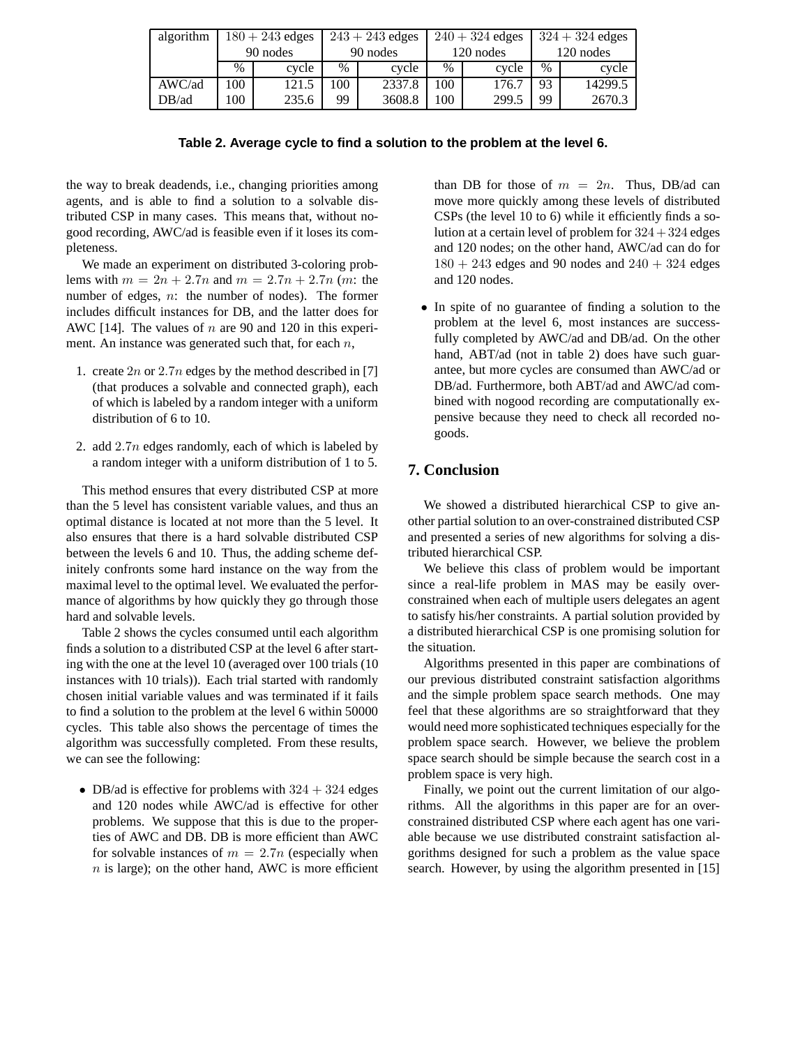| algorithm | $180 + 243$ edges 90 nodes | | $243 + 243$ edges 90 nodes | | $240 + 324$ edges 120 nodes | | $324 + 324$ edges 120 nodes | |
|---|---|---|---|---|---|---|---|---|
| | % | cycle | % | cycle | % | cycle | % | cycle |
| AWC/ad | 100 | 121.5 | 100 | 2337.8 | 100 | 176.7 | 93 | 14299.5 |
| DB/ad | 100 | 235.6 | 99 | 3608.8 | 100 | 299.5 | 99 | 2670.3 |

**Table 2. Average cycle to find a solution to the problem at the level 6.**

the way to break deadends, i.e., changing priorities among agents, and is able to find a solution to a solvable distributed CSP in many cases. This means that, without nogood recording, AWC/ad is feasible even if it loses its completeness.

We made an experiment on distributed 3-coloring problems with $m = 2n + 2.7n$ and $m = 2.7n + 2.7n$ ($m$: the number of edges, $n$: the number of nodes). The former includes difficult instances for DB, and the latter does for AWC [14]. The values of $n$ are 90 and 120 in this experiment. An instance was generated such that, for each $n$,

1. create $2n$ or $2.7n$ edges by the method described in [7] (that produces a solvable and connected graph), each of which is labeled by a random integer with a uniform distribution of 6 to 10.

2. add $2.7n$ edges randomly, each of which is labeled by a random integer with a uniform distribution of 1 to 5.

This method ensures that every distributed CSP at more than the 5 level has consistent variable values, and thus an optimal distance is located at not more than the 5 level. It also ensures that there is a hard solvable distributed CSP between the levels 6 and 10. Thus, the adding scheme definitely confronts some hard instance on the way from the maximal level to the optimal level. We evaluated the performance of algorithms by how quickly they go through those hard and solvable levels.

Table 2 shows the cycles consumed until each algorithm finds a solution to a distributed CSP at the level 6 after starting with the one at the level 10 (averaged over 100 trials (10 instances with 10 trials)). Each trial started with randomly chosen initial variable values and was terminated if it fails to find a solution to the problem at the level 6 within 50000 cycles. This table also shows the percentage of times the algorithm was successfully completed. From these results, we can see the following:

- DB/ad is effective for problems with $324 + 324$ edges and 120 nodes while AWC/ad is effective for other problems. We suppose that this is due to the properties of AWC and DB. DB is more efficient than AWC for solvable instances of $m = 2.7n$ (especially when $n$ is large); on the other hand, AWC is more efficient than DB for those of $m = 2n$. Thus, DB/ad can move more quickly among these levels of distributed CSPs (the level 10 to 6) while it efficiently finds a solution at a certain level of problem for $324 + 324$ edges and 120 nodes; on the other hand, AWC/ad can do for $180 + 243$ edges and 90 nodes and $240 + 324$ edges and 120 nodes.

- In spite of no guarantee of finding a solution to the problem at the level 6, most instances are successfully completed by AWC/ad and DB/ad. On the other hand, ABT/ad (not in table 2) does have such guarantee, but more cycles are consumed than AWC/ad or DB/ad. Furthermore, both ABT/ad and AWC/ad combined with nogood recording are computationally expensive because they need to check all recorded nogoods.

## 7. Conclusion

We showed a distributed hierarchical CSP to give another partial solution to an over-constrained distributed CSP and presented a series of new algorithms for solving a distributed hierarchical CSP.

We believe this class of problem would be important since a real-life problem in MAS may be easily over-constrained when each of multiple users delegates an agent to satisfy his/her constraints. A partial solution provided by a distributed hierarchical CSP is one promising solution for the situation.

Algorithms presented in this paper are combinations of our previous distributed constraint satisfaction algorithms and the simple problem space search methods. One may feel that these algorithms are so straightforward that they would need more sophisticated techniques especially for the problem space search. However, we believe the problem space search should be simple because the search cost in a problem space is very high.

Finally, we point out the current limitation of our algorithms. All the algorithms in this paper are for an over-constrained distributed CSP where each agent has one variable because we use distributed constraint satisfaction algorithms designed for such a problem as the value space search. However, by using the algorithm presented in [15]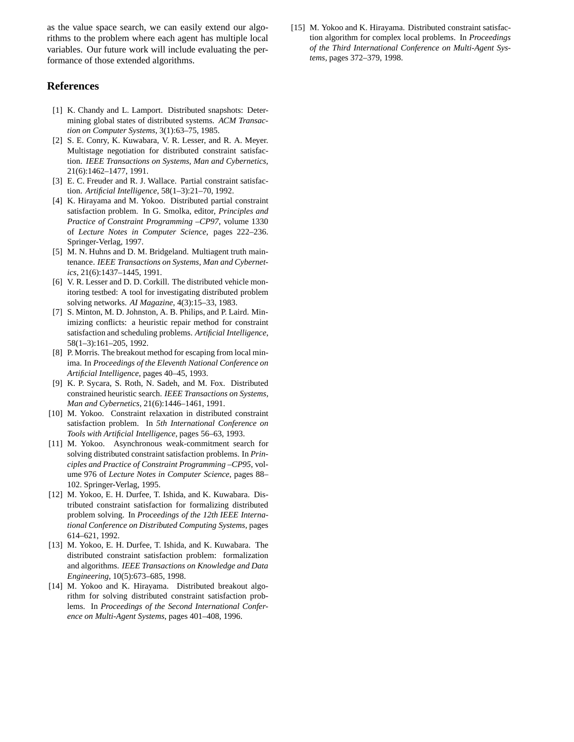as the value space search, we can easily extend our algorithms to the problem where each agent has multiple local variables. Our future work will include evaluating the performance of those extended algorithms.

## References

[1] K. Chandy and L. Lamport. Distributed snapshots: Determining global states of distributed systems. *ACM Transaction on Computer Systems*, 3(1):63–75, 1985.

[2] S. E. Conry, K. Kuwabara, V. R. Lesser, and R. A. Meyer. Multistage negotiation for distributed constraint satisfaction. *IEEE Transactions on Systems, Man and Cybernetics*, 21(6):1462–1477, 1991.

[3] E. C. Freuder and R. J. Wallace. Partial constraint satisfaction. *Artificial Intelligence*, 58(1–3):21–70, 1992.

[4] K. Hirayama and M. Yokoo. Distributed partial constraint satisfaction problem. In G. Smolka, editor, *Principles and Practice of Constraint Programming –CP97*, volume 1330 of *Lecture Notes in Computer Science*, pages 222–236. Springer-Verlag, 1997.

[5] M. N. Huhns and D. M. Bridgeland. Multiagent truth maintenance. *IEEE Transactions on Systems, Man and Cybernetics*, 21(6):1437–1445, 1991.

[6] V. R. Lesser and D. D. Corkill. The distributed vehicle monitoring testbed: A tool for investigating distributed problem solving networks. *AI Magazine*, 4(3):15–33, 1983.

[7] S. Minton, M. D. Johnston, A. B. Philips, and P. Laird. Minimizing conflicts: a heuristic repair method for constraint satisfaction and scheduling problems. *Artificial Intelligence*, 58(1–3):161–205, 1992.

[8] P. Morris. The breakout method for escaping from local minima. In *Proceedings of the Eleventh National Conference on Artificial Intelligence*, pages 40–45, 1993.

[9] K. P. Sycara, S. Roth, N. Sadeh, and M. Fox. Distributed constrained heuristic search. *IEEE Transactions on Systems, Man and Cybernetics*, 21(6):1446–1461, 1991.

[10] M. Yokoo. Constraint relaxation in distributed constraint satisfaction problem. In *5th International Conference on Tools with Artificial Intelligence*, pages 56–63, 1993.

[11] M. Yokoo. Asynchronous weak-commitment search for solving distributed constraint satisfaction problems. In *Principles and Practice of Constraint Programming –CP95*, volume 976 of *Lecture Notes in Computer Science*, pages 88–102. Springer-Verlag, 1995.

[12] M. Yokoo, E. H. Durfee, T. Ishida, and K. Kuwabara. Distributed constraint satisfaction for formalizing distributed problem solving. In *Proceedings of the 12th IEEE International Conference on Distributed Computing Systems*, pages 614–621, 1992.

[13] M. Yokoo, E. H. Durfee, T. Ishida, and K. Kuwabara. The distributed constraint satisfaction problem: formalization and algorithms. *IEEE Transactions on Knowledge and Data Engineering*, 10(5):673–685, 1998.

[14] M. Yokoo and K. Hirayama. Distributed breakout algorithm for solving distributed constraint satisfaction problems. In *Proceedings of the Second International Conference on Multi-Agent Systems*, pages 401–408, 1996.

[15] M. Yokoo and K. Hirayama. Distributed constraint satisfaction algorithm for complex local problems. In *Proceedings of the Third International Conference on Multi-Agent Systems*, pages 372–379, 1998.